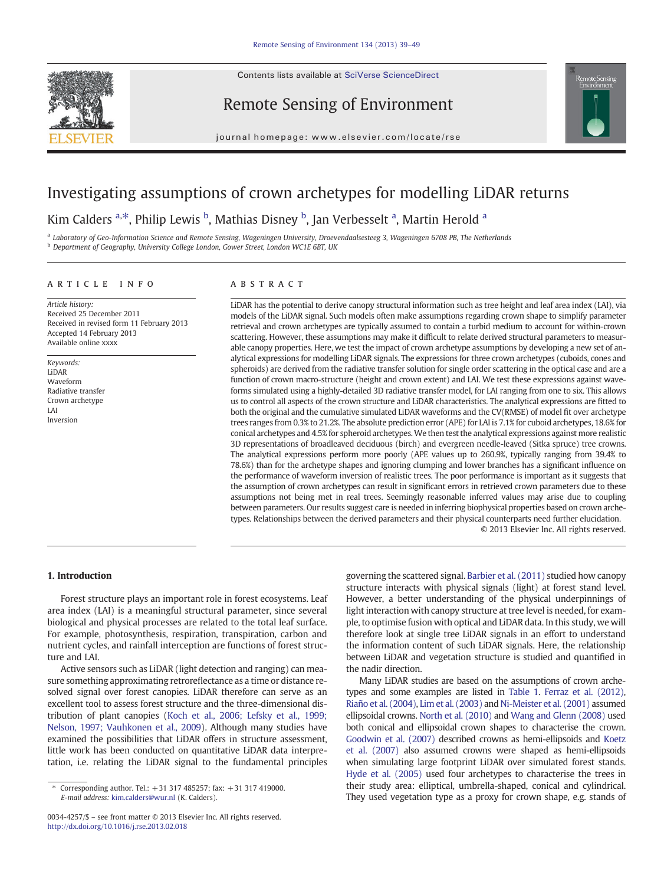# Investigating assumptions of crown archetypes for modelling LiDAR returns

Kim Calders [a,*], Philip Lewis [b], Mathias Disney [b], Jan Verbesselt [a], Martin Herold [a]

[a] Laboratory of Geo-Information Science and Remote Sensing, Wageningen University, Droevendaalsesteeg 3, Wageningen 6708 PB, The Netherlands
[b] Department of Geography, University College London, Gower Street, London WC1E 6BT, UK

## ARTICLE INFO

*Article history:*
Received 25 December 2011
Received in revised form 11 February 2013
Accepted 14 February 2013
Available online xxxx

*Keywords:*
LiDAR
Waveform
Radiative transfer
Crown archetype
LAI
Inversion

## ABSTRACT

LiDAR has the potential to derive canopy structural information such as tree height and leaf area index (LAI), via models of the LiDAR signal. Such models often make assumptions regarding crown shape to simplify parameter retrieval and crown archetypes are typically assumed to contain a turbid medium to account for within-crown scattering. However, these assumptions may make it difficult to relate derived structural parameters to measurable canopy properties. Here, we test the impact of crown archetype assumptions by developing a new set of analytical expressions for modelling LiDAR signals. The expressions for three crown archetypes (cuboids, cones and spheroids) are derived from the radiative transfer solution for single order scattering in the optical case and are a function of crown macro-structure (height and crown extent) and LAI. We test these expressions against waveforms simulated using a highly-detailed 3D radiative transfer model, for LAI ranging from one to six. This allows us to control all aspects of the crown structure and LiDAR characteristics. The analytical expressions are fitted to both the original and the cumulative simulated LiDAR waveforms and the CV(RMSE) of model fit over archetype trees ranges from 0.3% to 21.2%. The absolute prediction error (APE) for LAI is 7.1% for cuboid archetypes, 18.6% for conical archetypes and 4.5% for spheroid archetypes. We then test the analytical expressions against more realistic 3D representations of broadleaved deciduous (birch) and evergreen needle-leaved (Sitka spruce) tree crowns. The analytical expressions perform more poorly (APE values up to 260.9%, typically ranging from 39.4% to 78.6%) than for the archetype shapes and ignoring clumping and lower branches has a significant influence on the performance of waveform inversion of realistic trees. The poor performance is important as it suggests that the assumption of crown archetypes can result in significant errors in retrieved crown parameters due to these assumptions not being met in real trees. Seemingly reasonable inferred values may arise due to coupling between parameters. Our results suggest care is needed in inferring biophysical properties based on crown archetypes. Relationships between the derived parameters and their physical counterparts need further elucidation.

© 2013 Elsevier Inc. All rights reserved.

## 1. Introduction

Forest structure plays an important role in forest ecosystems. Leaf area index (LAI) is a meaningful structural parameter, since several biological and physical processes are related to the total leaf surface. For example, photosynthesis, respiration, transpiration, carbon and nutrient cycles, and rainfall interception are functions of forest structure and LAI.

Active sensors such as LiDAR (light detection and ranging) can measure something approximating retroreflectance as a time or distance resolved signal over forest canopies. LiDAR therefore can serve as an excellent tool to assess forest structure and the three-dimensional distribution of plant canopies (Koch et al., 2006; Lefsky et al., 1999; Nelson, 1997; Vauhkonen et al., 2009). Although many studies have examined the possibilities that LiDAR offers in structure assessment, little work has been conducted on quantitative LiDAR data interpretation, i.e. relating the LiDAR signal to the fundamental principles governing the scattered signal. Barbier et al. (2011) studied how canopy structure interacts with physical signals (light) at forest stand level. However, a better understanding of the physical underpinnings of light interaction with canopy structure at tree level is needed, for example, to optimise fusion with optical and LiDAR data. In this study, we will therefore look at single tree LiDAR signals in an effort to understand the information content of such LiDAR signals. Here, the relationship between LiDAR and vegetation structure is studied and quantified in the nadir direction.

Many LiDAR studies are based on the assumptions of crown archetypes and some examples are listed in Table 1. Ferraz et al. (2012), Riaño et al. (2004), Lim et al. (2003) and Ni-Meister et al. (2001) assumed ellipsoidal crowns. North et al. (2010) and Wang and Glenn (2008) used both conical and ellipsoidal crown shapes to characterise the crown. Goodwin et al. (2007) described crowns as hemi-ellipsoids and Koetz et al. (2007) also assumed crowns were shaped as hemi-ellipsoids when simulating large footprint LiDAR over simulated forest stands. Hyde et al. (2005) used four archetypes to characterise the trees in their study area: elliptical, umbrella-shaped, conical and cylindrical. They used vegetation type as a proxy for crown shape, e.g. stands of

\* Corresponding author. Tel.: +31 317 485257; fax: +31 317 419000.
*E-mail address:* kim.calders@wur.nl (K. Calders).

0034-4257/$ – see front matter © 2013 Elsevier Inc. All rights reserved.
http://dx.doi.org/10.1016/j.rse.2013.02.018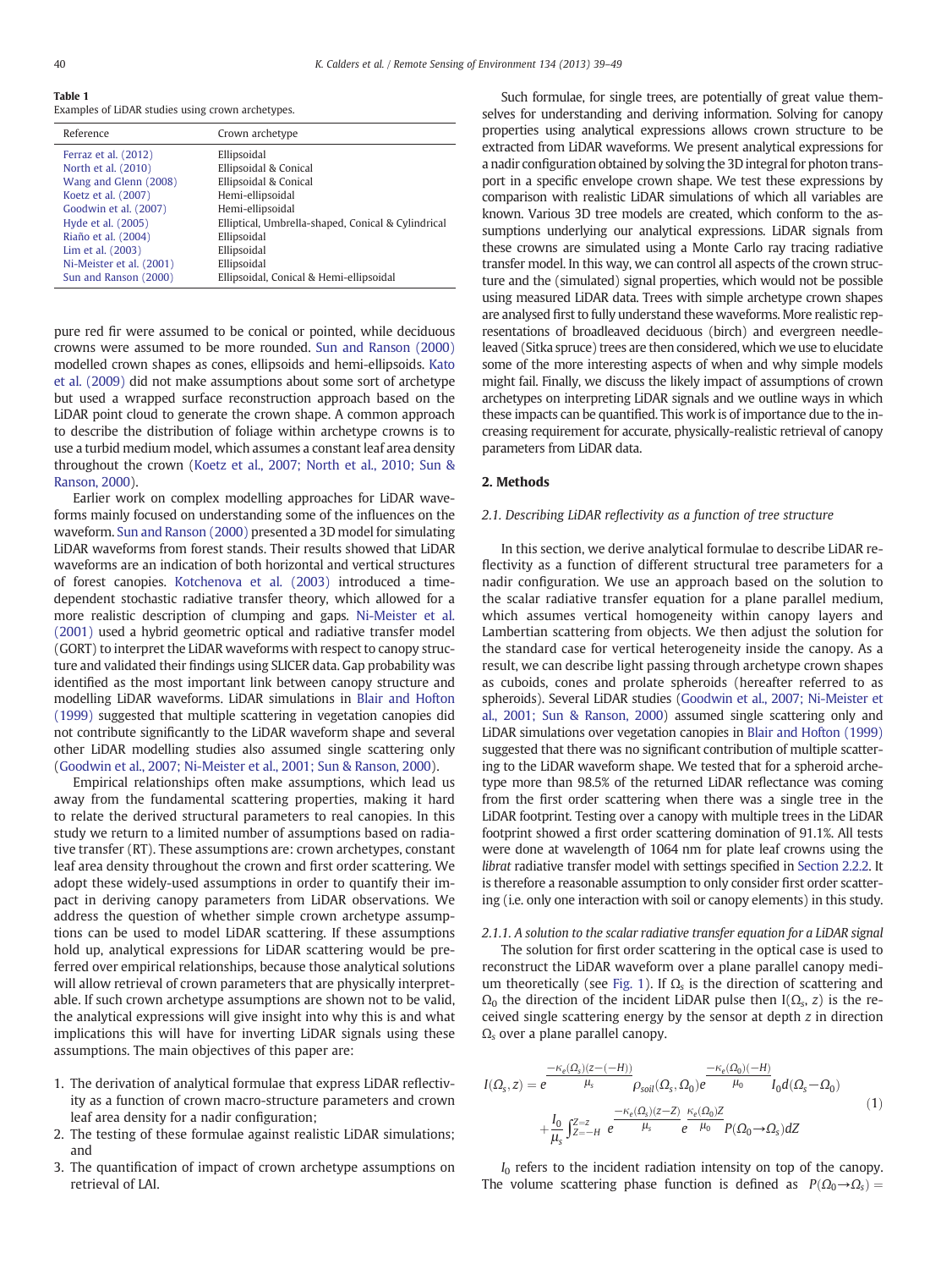**Table 1**
Examples of LiDAR studies using crown archetypes.

| Reference | Crown archetype |
|---|---|
| Ferraz et al. (2012) | Ellipsoidal |
| North et al. (2010) | Ellipsoidal & Conical |
| Wang and Glenn (2008) | Ellipsoidal & Conical |
| Koetz et al. (2007) | Hemi-ellipsoidal |
| Goodwin et al. (2007) | Hemi-ellipsoidal |
| Hyde et al. (2005) | Elliptical, Umbrella-shaped, Conical & Cylindrical |
| Riaño et al. (2004) | Ellipsoidal |
| Lim et al. (2003) | Ellipsoidal |
| Ni-Meister et al. (2001) | Ellipsoidal |
| Sun and Ranson (2000) | Ellipsoidal, Conical & Hemi-ellipsoidal |

pure red fir were assumed to be conical or pointed, while deciduous crowns were assumed to be more rounded. Sun and Ranson (2000) modelled crown shapes as cones, ellipsoids and hemi-ellipsoids. Kato et al. (2009) did not make assumptions about some sort of archetype but used a wrapped surface reconstruction approach based on the LiDAR point cloud to generate the crown shape. A common approach to describe the distribution of foliage within archetype crowns is to use a turbid medium model, which assumes a constant leaf area density throughout the crown (Koetz et al., 2007; North et al., 2010; Sun & Ranson, 2000).

Earlier work on complex modelling approaches for LiDAR waveforms mainly focused on understanding some of the influences on the waveform. Sun and Ranson (2000) presented a 3D model for simulating LiDAR waveforms from forest stands. Their results showed that LiDAR waveforms are an indication of both horizontal and vertical structures of forest canopies. Kotchenova et al. (2003) introduced a time-dependent stochastic radiative transfer theory, which allowed for a more realistic description of clumping and gaps. Ni-Meister et al. (2001) used a hybrid geometric optical and radiative transfer model (GORT) to interpret the LiDAR waveforms with respect to canopy structure and validated their findings using SLICER data. Gap probability was identified as the most important link between canopy structure and modelling LiDAR waveforms. LiDAR simulations in Blair and Hofton (1999) suggested that multiple scattering in vegetation canopies did not contribute significantly to the LiDAR waveform shape and several other LiDAR modelling studies also assumed single scattering only (Goodwin et al., 2007; Ni-Meister et al., 2001; Sun & Ranson, 2000).

Empirical relationships often make assumptions, which lead us away from the fundamental scattering properties, making it hard to relate the derived structural parameters to real canopies. In this study we return to a limited number of assumptions based on radiative transfer (RT). These assumptions are: crown archetypes, constant leaf area density throughout the crown and first order scattering. We adopt these widely-used assumptions in order to quantify their impact in deriving canopy parameters from LiDAR observations. We address the question of whether simple crown archetype assumptions can be used to model LiDAR scattering. If these assumptions hold up, analytical expressions for LiDAR scattering would be preferred over empirical relationships, because those analytical solutions will allow retrieval of crown parameters that are physically interpretable. If such crown archetype assumptions are shown not to be valid, the analytical expressions will give insight into why this is and what implications this will have for inverting LiDAR signals using these assumptions. The main objectives of this paper are:

1. The derivation of analytical formulae that express LiDAR reflectivity as a function of crown macro-structure parameters and crown leaf area density for a nadir configuration;
2. The testing of these formulae against realistic LiDAR simulations; and
3. The quantification of impact of crown archetype assumptions on retrieval of LAI.

Such formulae, for single trees, are potentially of great value themselves for understanding and deriving information. Solving for canopy properties using analytical expressions allows crown structure to be extracted from LiDAR waveforms. We present analytical expressions for a nadir configuration obtained by solving the 3D integral for photon transport in a specific envelope crown shape. We test these expressions by comparison with realistic LiDAR simulations of which all variables are known. Various 3D tree models are created, which conform to the assumptions underlying our analytical expressions. LiDAR signals from these crowns are simulated using a Monte Carlo ray tracing radiative transfer model. In this way, we can control all aspects of the crown structure and the (simulated) signal properties, which would not be possible using measured LiDAR data. Trees with simple archetype crown shapes are analysed first to fully understand these waveforms. More realistic representations of broadleaved deciduous (birch) and evergreen needle-leaved (Sitka spruce) trees are then considered, which we use to elucidate some of the more interesting aspects of when and why simple models might fail. Finally, we discuss the likely impact of assumptions of crown archetypes on interpreting LiDAR signals and we outline ways in which these impacts can be quantified. This work is of importance due to the increasing requirement for accurate, physically-realistic retrieval of canopy parameters from LiDAR data.

## 2. Methods

### 2.1. Describing LiDAR reflectivity as a function of tree structure

In this section, we derive analytical formulae to describe LiDAR reflectivity as a function of different structural tree parameters for a nadir configuration. We use an approach based on the solution to the scalar radiative transfer equation for a plane parallel medium, which assumes vertical homogeneity within canopy layers and Lambertian scattering from objects. We then adjust the solution for the standard case for vertical heterogeneity inside the canopy. As a result, we can describe light passing through archetype crown shapes as cuboids, cones and prolate spheroids (hereafter referred to as spheroids). Several LiDAR studies (Goodwin et al., 2007; Ni-Meister et al., 2001; Sun & Ranson, 2000) assumed single scattering only and LiDAR simulations over vegetation canopies in Blair and Hofton (1999) suggested that there was no significant contribution of multiple scattering to the LiDAR waveform shape. We tested that for a spheroid archetype more than 98.5% of the returned LiDAR reflectance was coming from the first order scattering when there was a single tree in the LiDAR footprint. Testing over a canopy with multiple trees in the LiDAR footprint showed a first order scattering domination of 91.1%. All tests were done at wavelength of 1064 nm for plate leaf crowns using the *librat* radiative transfer model with settings specified in Section 2.2.2. It is therefore a reasonable assumption to only consider first order scattering (i.e. only one interaction with soil or canopy elements) in this study.

#### 2.1.1. A solution to the scalar radiative transfer equation for a LiDAR signal

The solution for first order scattering in the optical case is used to reconstruct the LiDAR waveform over a plane parallel canopy medium theoretically (see Fig. 1). If $\Omega_s$ is the direction of scattering and $\Omega_0$ the direction of the incident LiDAR pulse then $I(\Omega_s, z)$ is the received single scattering energy by the sensor at depth $z$ in direction $\Omega_s$ over a plane parallel canopy.

$$
\begin{aligned}
I(\Omega_s, z) = {} & e^{\frac{-\kappa_e(\Omega_s)(z-(-H))}{\mu_s}} \rho_{soil}(\Omega_s, \Omega_0) e^{\frac{-\kappa_e(\Omega_0)(-H)}{\mu_0}} I_0 d(\Omega_s - \Omega_0) \\
& + \frac{I_0}{\mu_s} \int_{Z=-H}^{Z=z} e^{\frac{-\kappa_e(\Omega_s)(z-Z)}{\mu_s}} e^{\frac{\kappa_e(\Omega_0)Z}{\mu_0}} P(\Omega_0 \rightarrow \Omega_s) dZ
\end{aligned}
\tag{1}
$$

$I_0$ refers to the incident radiation intensity on top of the canopy. The volume scattering phase function is defined as $P(\Omega_0 \rightarrow \Omega_s) =$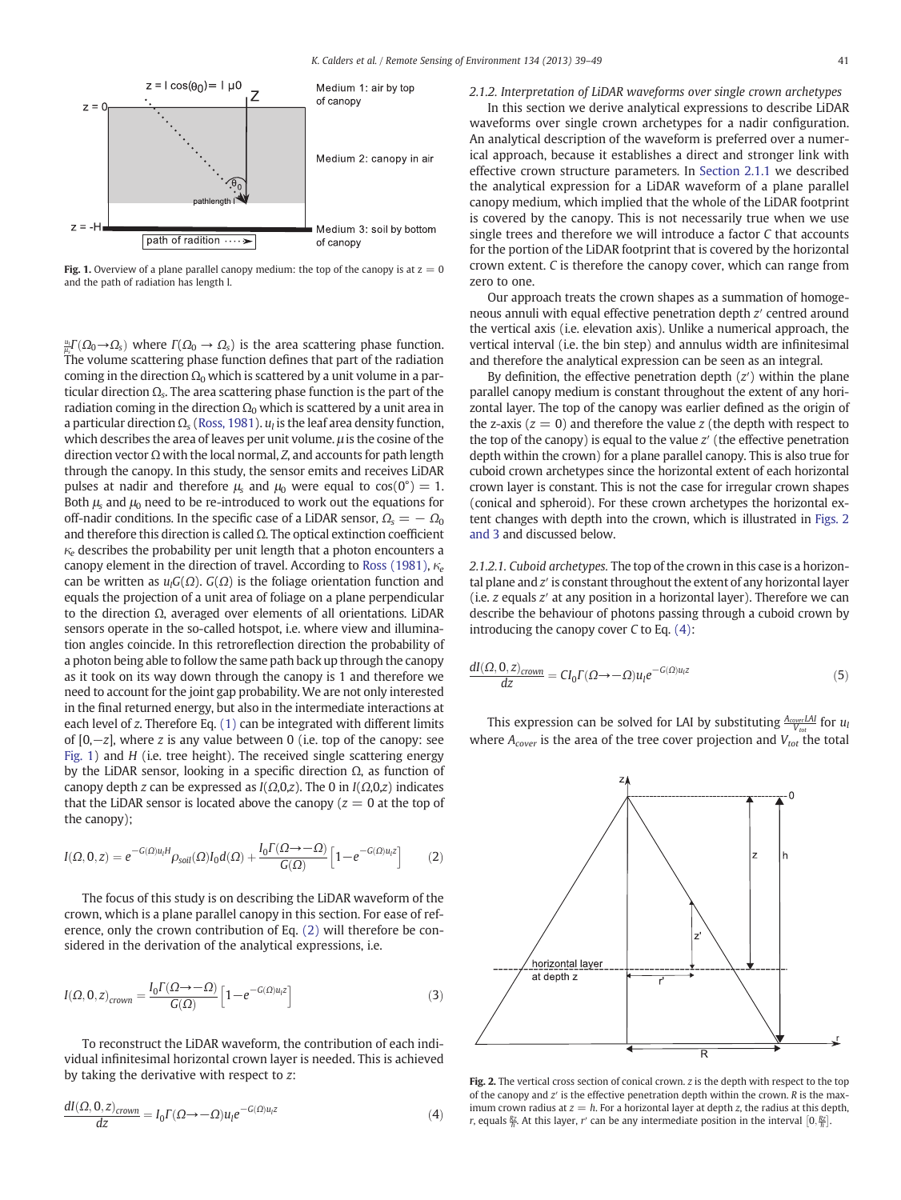z = l cos(θ0)= l μ0

Z

z = 0

Medium 1: air by top of canopy

Medium 2: canopy in air

θ0

pathlength l

z = -H

Medium 3: soil by bottom of canopy

path of radition

**Fig. 1.** Overview of a plane parallel canopy medium: the top of the canopy is at z = 0 and the path of radiation has length l.

$\frac{u_l}{\mu_s}\Gamma(\Omega_0 \rightarrow \Omega_s)$ where $\Gamma(\Omega_0 \rightarrow \Omega_s)$ is the area scattering phase function. The volume scattering phase function defines that part of the radiation coming in the direction $\Omega_0$ which is scattered by a unit volume in a particular direction $\Omega_s$. The area scattering phase function is the part of the radiation coming in the direction $\Omega_0$ which is scattered by a unit area in a particular direction $\Omega_s$ (Ross, 1981). $u_l$ is the leaf area density function, which describes the area of leaves per unit volume. $\mu$ is the cosine of the direction vector $\Omega$ with the local normal, $Z$, and accounts for path length through the canopy. In this study, the sensor emits and receives LiDAR pulses at nadir and therefore $\mu_s$ and $\mu_0$ were equal to $\cos(0°) = 1$. Both $\mu_s$ and $\mu_0$ need to be re-introduced to work out the equations for off-nadir conditions. In the specific case of a LiDAR sensor, $\Omega_s = -\Omega_0$ and therefore this direction is called $\Omega$. The optical extinction coefficient $\kappa_e$ describes the probability per unit length that a photon encounters a canopy element in the direction of travel. According to Ross (1981), $\kappa_e$ can be written as $u_l G(\Omega)$. $G(\Omega)$ is the foliage orientation function and equals the projection of a unit area of foliage on a plane perpendicular to the direction $\Omega$, averaged over elements of all orientations. LiDAR sensors operate in the so-called hotspot, i.e. where view and illumination angles coincide. In this retroreflection direction the probability of a photon being able to follow the same path back up through the canopy as it took on its way down through the canopy is 1 and therefore we need to account for the joint gap probability. We are not only interested in the final returned energy, but also in the intermediate interactions at each level of $z$. Therefore Eq. (1) can be integrated with different limits of $[0,-z]$, where $z$ is any value between 0 (i.e. top of the canopy: see Fig. 1) and $H$ (i.e. tree height). The received single scattering energy by the LiDAR sensor, looking in a specific direction $\Omega$, as function of canopy depth $z$ can be expressed as $I(\Omega,0,z)$. The 0 in $I(\Omega,0,z)$ indicates that the LiDAR sensor is located above the canopy ($z = 0$ at the top of the canopy);

$$I(\Omega,0,z) = e^{-G(\Omega)u_l H}\rho_{soil}(\Omega)I_0 d(\Omega) + \frac{I_0\Gamma(\Omega \rightarrow -\Omega)}{G(\Omega)}\left[1 - e^{-G(\Omega)u_l z}\right] \tag{2}$$

The focus of this study is on describing the LiDAR waveform of the crown, which is a plane parallel canopy in this section. For ease of reference, only the crown contribution of Eq. (2) will therefore be considered in the derivation of the analytical expressions, i.e.

$$I(\Omega,0,z)_{crown} = \frac{I_0\Gamma(\Omega \rightarrow -\Omega)}{G(\Omega)}\left[1 - e^{-G(\Omega)u_l z}\right] \tag{3}$$

To reconstruct the LiDAR waveform, the contribution of each individual infinitesimal horizontal crown layer is needed. This is achieved by taking the derivative with respect to $z$:

$$\frac{dI(\Omega,0,z)_{crown}}{dz} = I_0\Gamma(\Omega \rightarrow -\Omega)u_l e^{-G(\Omega)u_l z} \tag{4}$$

#### 2.1.2. Interpretation of LiDAR waveforms over single crown archetypes

In this section we derive analytical expressions to describe LiDAR waveforms over single crown archetypes for a nadir configuration. An analytical description of the waveform is preferred over a numerical approach, because it establishes a direct and stronger link with effective crown structure parameters. In Section 2.1.1 we described the analytical expression for a LiDAR waveform of a plane parallel canopy medium, which implied that the whole of the LiDAR footprint is covered by the canopy. This is not necessarily true when we use single trees and therefore we will introduce a factor $C$ that accounts for the portion of the LiDAR footprint that is covered by the horizontal crown extent. $C$ is therefore the canopy cover, which can range from zero to one.

Our approach treats the crown shapes as a summation of homogeneous annuli with equal effective penetration depth $z'$ centred around the vertical axis (i.e. elevation axis). Unlike a numerical approach, the vertical interval (i.e. the bin step) and annulus width are infinitesimal and therefore the analytical expression can be seen as an integral.

By definition, the effective penetration depth ($z'$) within the plane parallel canopy medium is constant throughout the extent of any horizontal layer. The top of the canopy was earlier defined as the origin of the z-axis ($z = 0$) and therefore the value $z$ (the depth with respect to the top of the canopy) is equal to the value $z'$ (the effective penetration depth within the crown) for a plane parallel canopy. This is also true for cuboid crown archetypes since the horizontal extent of each horizontal crown layer is constant. This is not the case for irregular crown shapes (conical and spheroid). For these crown archetypes the horizontal extent changes with depth into the crown, which is illustrated in Figs. 2 and 3 and discussed below.

*2.1.2.1. Cuboid archetypes.* The top of the crown in this case is a horizontal plane and $z'$ is constant throughout the extent of any horizontal layer (i.e. $z$ equals $z'$ at any position in a horizontal layer). Therefore we can describe the behaviour of photons passing through a cuboid crown by introducing the canopy cover $C$ to Eq. (4):

$$\frac{dI(\Omega,0,z)_{crown}}{dz} = CI_0\Gamma(\Omega \rightarrow -\Omega)u_l e^{-G(\Omega)u_l z} \tag{5}$$

This expression can be solved for LAI by substituting $\frac{A_{cover}LAI}{V_{tot}}$ for $u_l$ where $A_{cover}$ is the area of the tree cover projection and $V_{tot}$ the total

z

0

z

h

z'

horizontal layer at depth z

r'

R

r

**Fig. 2.** The vertical cross section of conical crown. $z$ is the depth with respect to the top of the canopy and $z'$ is the effective penetration depth within the crown. $R$ is the maximum crown radius at $z = h$. For a horizontal layer at depth $z$, the radius at this depth, $r$, equals $\frac{Rz}{h}$. At this layer, $r'$ can be any intermediate position in the interval $\left[0, \frac{Rz}{h}\right]$.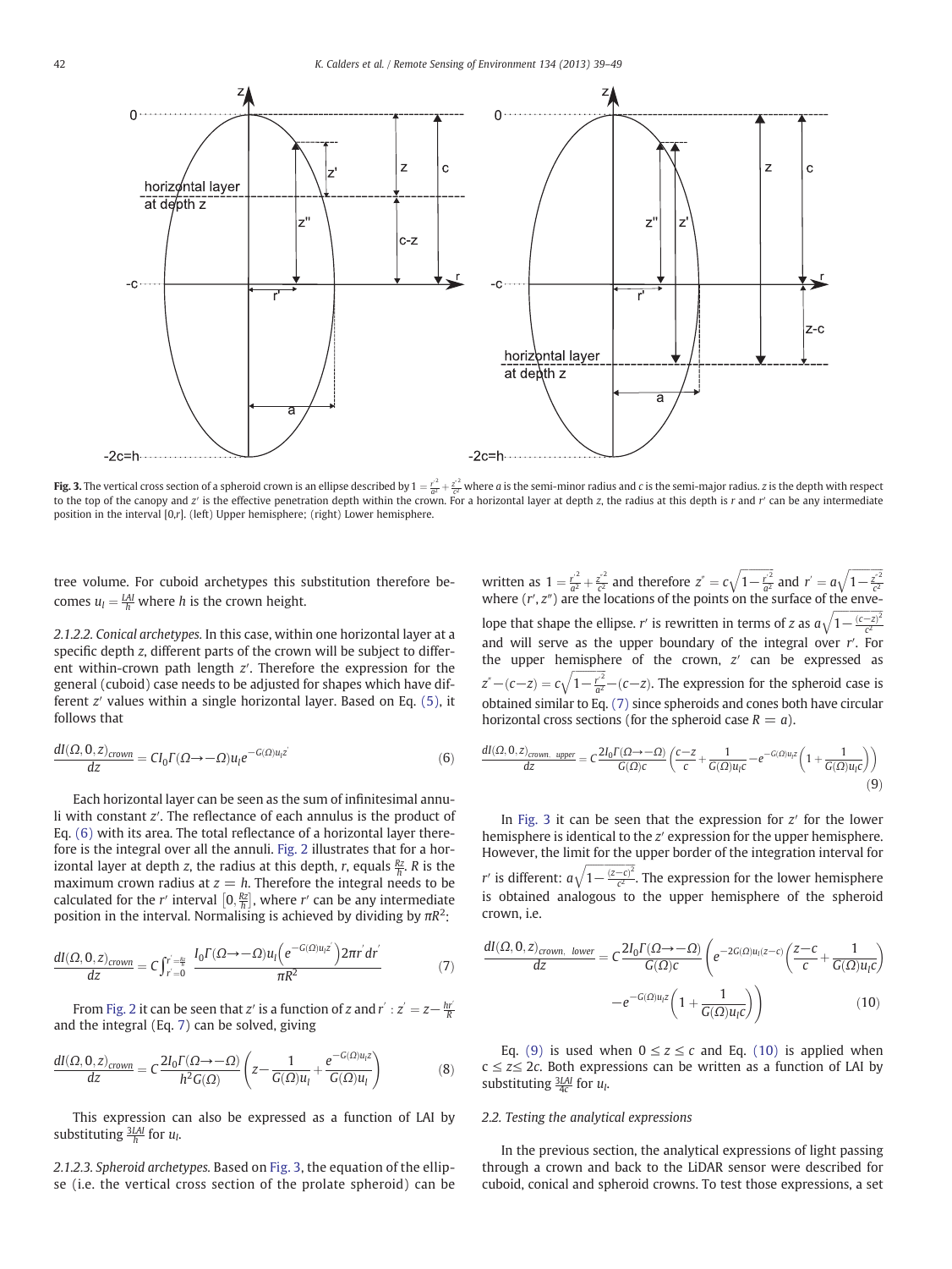**Fig. 3.** The vertical cross section of a spheroid crown is an ellipse described by $1 = \frac{r'^2}{a^2} + \frac{z'^2}{c^2}$ where $a$ is the semi-minor radius and $c$ is the semi-major radius. $z$ is the depth with respect to the top of the canopy and $z'$ is the effective penetration depth within the crown. For a horizontal layer at depth $z$, the radius at this depth is $r$ and $r'$ can be any intermediate position in the interval [0,$r$]. (left) Upper hemisphere; (right) Lower hemisphere.

tree volume. For cuboid archetypes this substitution therefore becomes $u_l = \frac{LAI}{h}$ where $h$ is the crown height.

*2.1.2.2. Conical archetypes.* In this case, within one horizontal layer at a specific depth $z$, different parts of the crown will be subject to different within-crown path length $z'$. Therefore the expression for the general (cuboid) case needs to be adjusted for shapes which have different $z'$ values within a single horizontal layer. Based on Eq. (5), it follows that

$$\frac{dI(\Omega, 0, z)_{crown}}{dz} = CI_0\Gamma(\Omega \rightarrow -\Omega)u_l e^{-G(\Omega)u_l z'} \tag{6}$$

Each horizontal layer can be seen as the sum of infinitesimal annuli with constant $z'$. The reflectance of each annulus is the product of Eq. (6) with its area. The total reflectance of a horizontal layer therefore is the integral over all the annuli. Fig. 2 illustrates that for a horizontal layer at depth $z$, the radius at this depth, $r$, equals $\frac{Rz}{h}$. $R$ is the maximum crown radius at $z = h$. Therefore the integral needs to be calculated for the $r'$ interval $\left[0, \frac{Rz}{h}\right]$, where $r'$ can be any intermediate position in the interval. Normalising is achieved by dividing by $\pi R^2$:

$$\frac{dI(\Omega, 0, z)_{crown}}{dz} = C\int_{r'=0}^{r'=\frac{Rz}{h}} \frac{I_0\Gamma(\Omega \rightarrow -\Omega)u_l\left(e^{-G(\Omega)u_l z'}\right)2\pi r' dr'}{\pi R^2} \tag{7}$$

From Fig. 2 it can be seen that $z'$ is a function of $z$ and $r'$ : $z' = z - \frac{hr'}{R}$ and the integral (Eq. 7) can be solved, giving

$$\frac{dI(\Omega, 0, z)_{crown}}{dz} = C\frac{2I_0\Gamma(\Omega \rightarrow -\Omega)}{h^2 G(\Omega)}\left(z - \frac{1}{G(\Omega)u_l} + \frac{e^{-G(\Omega)u_l z}}{G(\Omega)u_l}\right) \tag{8}$$

This expression can also be expressed as a function of LAI by substituting $\frac{3LAI}{h}$ for $u_l$.

*2.1.2.3. Spheroid archetypes.* Based on Fig. 3, the equation of the ellipse (i.e. the vertical cross section of the prolate spheroid) can be written as $1 = \frac{r'^2}{a^2} + \frac{z'^2}{c^2}$ and therefore $z'' = c\sqrt{1 - \frac{r'^2}{a^2}}$ and $r' = a\sqrt{1 - \frac{z'^2}{c^2}}$ where $(r', z'')$ are the locations of the points on the surface of the envelope that shape the ellipse. $r'$ is rewritten in terms of $z$ as $a\sqrt{1 - \frac{(c-z)^2}{c^2}}$ and will serve as the upper boundary of the integral over $r'$. For the upper hemisphere of the crown, $z'$ can be expressed as $z'' - (c-z) = c\sqrt{1 - \frac{r'^2}{a^2}} - (c-z)$. The expression for the spheroid case is obtained similar to Eq. (7) since spheroids and cones both have circular horizontal cross sections (for the spheroid case $R = a$).

$$\frac{dI(\Omega, 0, z)_{crown,\ upper}}{dz} = C\frac{2I_0\Gamma(\Omega \rightarrow -\Omega)}{G(\Omega)c}\left(\frac{c-z}{c} + \frac{1}{G(\Omega)u_l c} - e^{-G(\Omega)u_l z}\left(1 + \frac{1}{G(\Omega)u_l c}\right)\right) \tag{9}$$

In Fig. 3 it can be seen that the expression for $z'$ for the lower hemisphere is identical to the $z'$ expression for the upper hemisphere. However, the limit for the upper border of the integration interval for $r'$ is different: $a\sqrt{1 - \frac{(z-c)^2}{c^2}}$. The expression for the lower hemisphere is obtained analogous to the upper hemisphere of the spheroid crown, i.e.

$$\frac{dI(\Omega, 0, z)_{crown,\ lower}}{dz} = C\frac{2I_0\Gamma(\Omega \rightarrow -\Omega)}{G(\Omega)c}\left(e^{-2G(\Omega)u_l(z-c)}\left(\frac{z-c}{c} + \frac{1}{G(\Omega)u_l c}\right) - e^{-G(\Omega)u_l z}\left(1 + \frac{1}{G(\Omega)u_l c}\right)\right) \tag{10}$$

Eq. (9) is used when $0 \leq z \leq c$ and Eq. (10) is applied when $c \leq z \leq 2c$. Both expressions can be written as a function of LAI by substituting $\frac{3LAI}{4c}$ for $u_l$.

### 2.2. Testing the analytical expressions

In the previous section, the analytical expressions of light passing through a crown and back to the LiDAR sensor were described for cuboid, conical and spheroid crowns. To test those expressions, a set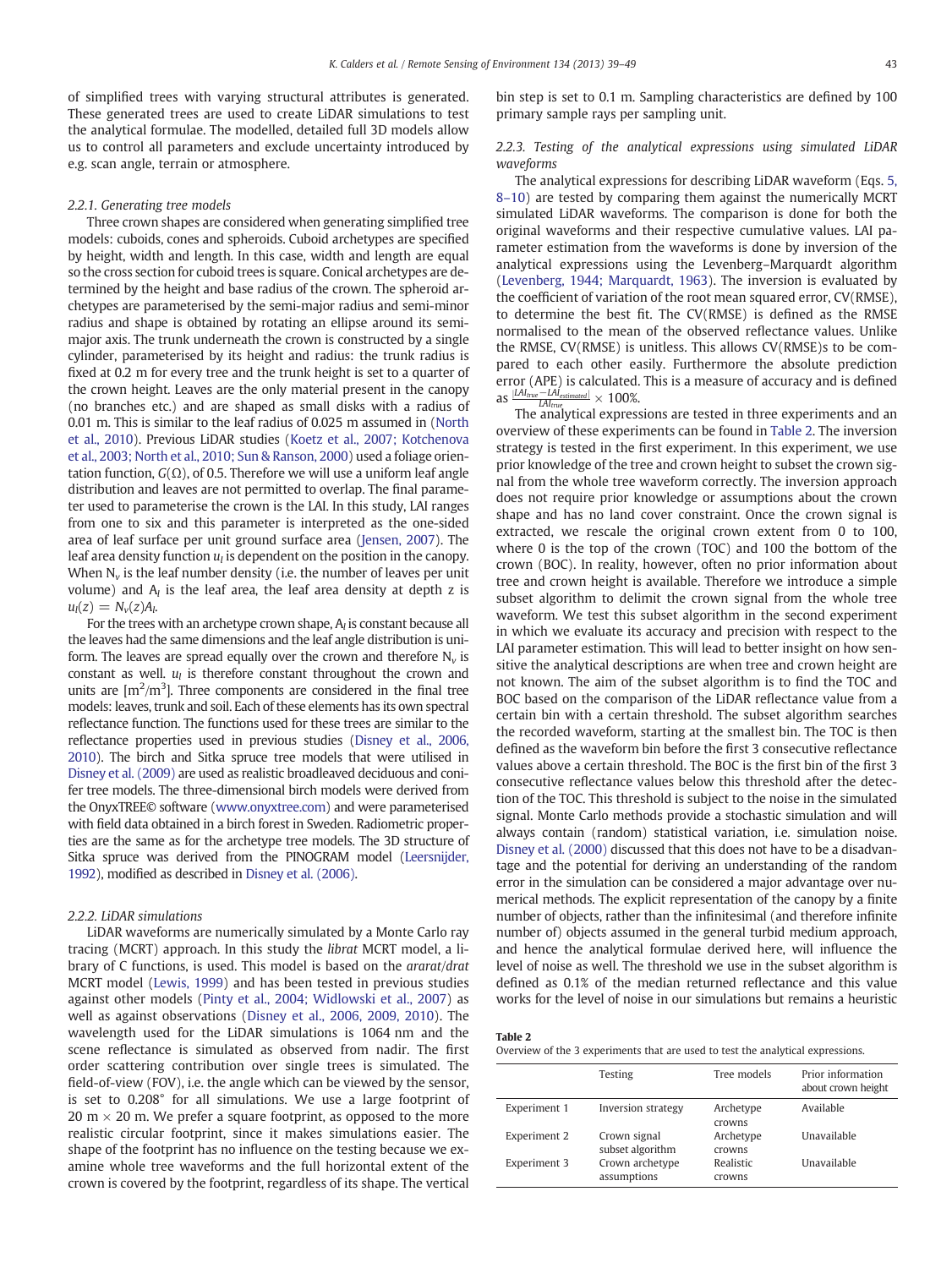of simplified trees with varying structural attributes is generated. These generated trees are used to create LiDAR simulations to test the analytical formulae. The modelled, detailed full 3D models allow us to control all parameters and exclude uncertainty introduced by e.g. scan angle, terrain or atmosphere.

### 2.2.1. Generating tree models

Three crown shapes are considered when generating simplified tree models: cuboids, cones and spheroids. Cuboid archetypes are specified by height, width and length. In this case, width and length are equal so the cross section for cuboid trees is square. Conical archetypes are determined by the height and base radius of the crown. The spheroid archetypes are parameterised by the semi-major radius and semi-minor radius and shape is obtained by rotating an ellipse around its semi-major axis. The trunk underneath the crown is constructed by a single cylinder, parameterised by its height and radius: the trunk radius is fixed at 0.2 m for every tree and the trunk height is set to a quarter of the crown height. Leaves are the only material present in the canopy (no branches etc.) and are shaped as small disks with a radius of 0.01 m. This is similar to the leaf radius of 0.025 m assumed in (North et al., 2010). Previous LiDAR studies (Koetz et al., 2007; Kotchenova et al., 2003; North et al., 2010; Sun & Ranson, 2000) used a foliage orientation function, $G(\Omega)$, of 0.5. Therefore we will use a uniform leaf angle distribution and leaves are not permitted to overlap. The final parameter used to parameterise the crown is the LAI. In this study, LAI ranges from one to six and this parameter is interpreted as the one-sided area of leaf surface per unit ground surface area (Jensen, 2007). The leaf area density function $u_l$ is dependent on the position in the canopy. When $N_v$ is the leaf number density (i.e. the number of leaves per unit volume) and $A_l$ is the leaf area, the leaf area density at depth z is $u_l(z) = N_v(z)A_l$.

For the trees with an archetype crown shape, $A_l$ is constant because all the leaves had the same dimensions and the leaf angle distribution is uniform. The leaves are spread equally over the crown and therefore $N_v$ is constant as well. $u_l$ is therefore constant throughout the crown and units are [$m^2/m^3$]. Three components are considered in the final tree models: leaves, trunk and soil. Each of these elements has its own spectral reflectance function. The functions used for these trees are similar to the reflectance properties used in previous studies (Disney et al., 2006, 2010). The birch and Sitka spruce tree models that were utilised in Disney et al. (2009) are used as realistic broadleaved deciduous and conifer tree models. The three-dimensional birch models were derived from the OnyxTREE© software (www.onyxtree.com) and were parameterised with field data obtained in a birch forest in Sweden. Radiometric properties are the same as for the archetype tree models. The 3D structure of Sitka spruce was derived from the PINOGRAM model (Leersnijder, 1992), modified as described in Disney et al. (2006).

### 2.2.2. LiDAR simulations

LiDAR waveforms are numerically simulated by a Monte Carlo ray tracing (MCRT) approach. In this study the *librat* MCRT model, a library of C functions, is used. This model is based on the *ararat/drat* MCRT model (Lewis, 1999) and has been tested in previous studies against other models (Pinty et al., 2004; Widlowski et al., 2007) as well as against observations (Disney et al., 2006, 2009, 2010). The wavelength used for the LiDAR simulations is 1064 nm and the scene reflectance is simulated as observed from nadir. The first order scattering contribution over single trees is simulated. The field-of-view (FOV), i.e. the angle which can be viewed by the sensor, is set to 0.208° for all simulations. We use a large footprint of 20 m × 20 m. We prefer a square footprint, as opposed to the more realistic circular footprint, since it makes simulations easier. The shape of the footprint has no influence on the testing because we examine whole tree waveforms and the full horizontal extent of the crown is covered by the footprint, regardless of its shape. The vertical bin step is set to 0.1 m. Sampling characteristics are defined by 100 primary sample rays per sampling unit.

### 2.2.3. Testing of the analytical expressions using simulated LiDAR waveforms

The analytical expressions for describing LiDAR waveform (Eqs. 5, 8–10) are tested by comparing them against the numerically MCRT simulated LiDAR waveforms. The comparison is done for both the original waveforms and their respective cumulative values. LAI parameter estimation from the waveforms is done by inversion of the analytical expressions using the Levenberg–Marquardt algorithm (Levenberg, 1944; Marquardt, 1963). The inversion is evaluated by the coefficient of variation of the root mean squared error, CV(RMSE), to determine the best fit. The CV(RMSE) is defined as the RMSE normalised to the mean of the observed reflectance values. Unlike the RMSE, CV(RMSE) is unitless. This allows CV(RMSE)s to be compared to each other easily. Furthermore the absolute prediction error (APE) is calculated. This is a measure of accuracy and is defined as $\frac{|LAI_{true} - LAI_{estimated}|}{LAI_{true}} \times 100\%$.

The analytical expressions are tested in three experiments and an overview of these experiments can be found in Table 2. The inversion strategy is tested in the first experiment. In this experiment, we use prior knowledge of the tree and crown height to subset the crown signal from the whole tree waveform correctly. The inversion approach does not require prior knowledge or assumptions about the crown shape and has no land cover constraint. Once the crown signal is extracted, we rescale the original crown extent from 0 to 100, where 0 is the top of the crown (TOC) and 100 the bottom of the crown (BOC). In reality, however, often no prior information about tree and crown height is available. Therefore we introduce a simple subset algorithm to delimit the crown signal from the whole tree waveform. We test this subset algorithm in the second experiment in which we evaluate its accuracy and precision with respect to the LAI parameter estimation. This will lead to better insight on how sensitive the analytical descriptions are when tree and crown height are not known. The aim of the subset algorithm is to find the TOC and BOC based on the comparison of the LiDAR reflectance value from a certain bin with a certain threshold. The subset algorithm searches the recorded waveform, starting at the smallest bin. The TOC is then defined as the waveform bin before the first 3 consecutive reflectance values above a certain threshold. The BOC is the first bin of the first 3 consecutive reflectance values below this threshold after the detection of the TOC. This threshold is subject to the noise in the simulated signal. Monte Carlo methods provide a stochastic simulation and will always contain (random) statistical variation, i.e. simulation noise. Disney et al. (2000) discussed that this does not have to be a disadvantage and the potential for deriving an understanding of the random error in the simulation can be considered a major advantage over numerical methods. The explicit representation of the canopy by a finite number of objects, rather than the infinitesimal (and therefore infinite number of) objects assumed in the general turbid medium approach, and hence the analytical formulae derived here, will influence the level of noise as well. The threshold we use in the subset algorithm is defined as 0.1% of the median returned reflectance and this value works for the level of noise in our simulations but remains a heuristic

**Table 2**
Overview of the 3 experiments that are used to test the analytical expressions.

| | Testing | Tree models | Prior information about crown height |
|---|---|---|---|
| Experiment 1 | Inversion strategy | Archetype crowns | Available |
| Experiment 2 | Crown signal subset algorithm | Archetype crowns | Unavailable |
| Experiment 3 | Crown archetype assumptions | Realistic crowns | Unavailable |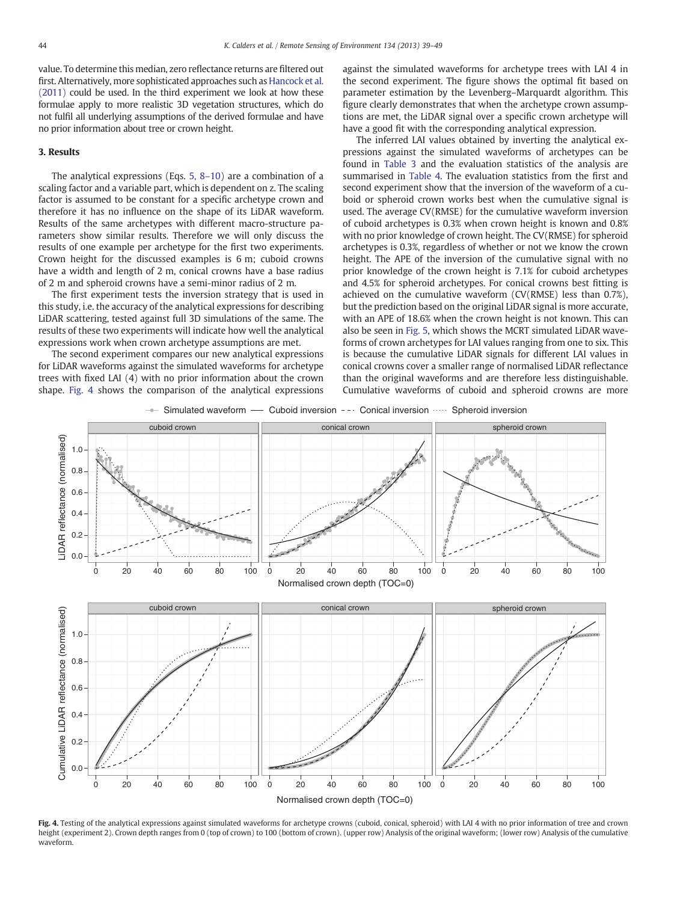value. To determine this median, zero reflectance returns are filtered out first. Alternatively, more sophisticated approaches such as Hancock et al. (2011) could be used. In the third experiment we look at how these formulae apply to more realistic 3D vegetation structures, which do not fulfil all underlying assumptions of the derived formulae and have no prior information about tree or crown height.

## 3. Results

The analytical expressions (Eqs. 5, 8–10) are a combination of a scaling factor and a variable part, which is dependent on z. The scaling factor is assumed to be constant for a specific archetype crown and therefore it has no influence on the shape of its LiDAR waveform. Results of the same archetypes with different macro-structure parameters show similar results. Therefore we will only discuss the results of one example per archetype for the first two experiments. Crown height for the discussed examples is 6 m; cuboid crowns have a width and length of 2 m, conical crowns have a base radius of 2 m and spheroid crowns have a semi-minor radius of 2 m.

The first experiment tests the inversion strategy that is used in this study, i.e. the accuracy of the analytical expressions for describing LiDAR scattering, tested against full 3D simulations of the same. The results of these two experiments will indicate how well the analytical expressions work when crown archetype assumptions are met.

The second experiment compares our new analytical expressions for LiDAR waveforms against the simulated waveforms for archetype trees with fixed LAI (4) with no prior information about the crown shape. Fig. 4 shows the comparison of the analytical expressions against the simulated waveforms for archetype trees with LAI 4 in the second experiment. The figure shows the optimal fit based on parameter estimation by the Levenberg–Marquardt algorithm. This figure clearly demonstrates that when the archetype crown assumptions are met, the LiDAR signal over a specific crown archetype will have a good fit with the corresponding analytical expression.

The inferred LAI values obtained by inverting the analytical expressions against the simulated waveforms of archetypes can be found in Table 3 and the evaluation statistics of the analysis are summarised in Table 4. The evaluation statistics from the first and second experiment show that the inversion of the waveform of a cuboid or spheroid crown works best when the cumulative signal is used. The average CV(RMSE) for the cumulative waveform inversion of cuboid archetypes is 0.3% when crown height is known and 0.8% with no prior knowledge of crown height. The CV(RMSE) for spheroid archetypes is 0.3%, regardless of whether or not we know the crown height. The APE of the inversion of the cumulative signal with no prior knowledge of the crown height is 7.1% for cuboid archetypes and 4.5% for spheroid archetypes. For conical crowns best fitting is achieved on the cumulative waveform (CV(RMSE) less than 0.7%), but the prediction based on the original LiDAR signal is more accurate, with an APE of 18.6% when the crown height is not known. This can also be seen in Fig. 5, which shows the MCRT simulated LiDAR waveforms of crown archetypes for LAI values ranging from one to six. This is because the cumulative LiDAR signals for different LAI values in conical crowns cover a smaller range of normalised LiDAR reflectance than the original waveforms and are therefore less distinguishable. Cumulative waveforms of cuboid and spheroid crowns are more

**Fig. 4.** Testing of the analytical expressions against simulated waveforms for archetype crowns (cuboid, conical, spheroid) with LAI 4 with no prior information of tree and crown height (experiment 2). Crown depth ranges from 0 (top of crown) to 100 (bottom of crown). (upper row) Analysis of the original waveform; (lower row) Analysis of the cumulative waveform.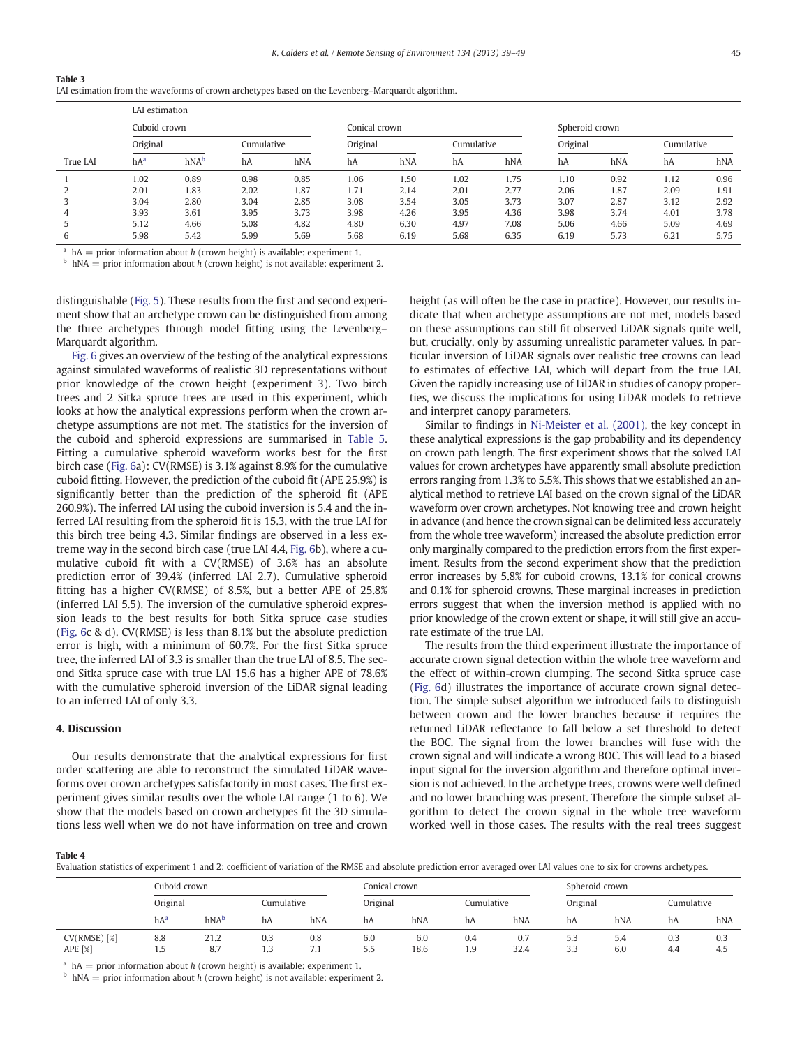**Table 3**
LAI estimation from the waveforms of crown archetypes based on the Levenberg–Marquardt algorithm.

| | LAI estimation | | | | | | | | | | | |
|---|---|---|---|---|---|---|---|---|---|---|---|---|
| | Cuboid crown | | | | Conical crown | | | | Spheroid crown | | | |
| | Original | | Cumulative | | Original | | Cumulative | | Original | | Cumulative | |
| True LAI | hA[a] | hNA[b] | hA | hNA | hA | hNA | hA | hNA | hA | hNA | hA | hNA |
| 1 | 1.02 | 0.89 | 0.98 | 0.85 | 1.06 | 1.50 | 1.02 | 1.75 | 1.10 | 0.92 | 1.12 | 0.96 |
| 2 | 2.01 | 1.83 | 2.02 | 1.87 | 1.71 | 2.14 | 2.01 | 2.77 | 2.06 | 1.87 | 2.09 | 1.91 |
| 3 | 3.04 | 2.80 | 3.04 | 2.85 | 3.08 | 3.54 | 3.05 | 3.73 | 3.07 | 2.87 | 3.12 | 2.92 |
| 4 | 3.93 | 3.61 | 3.95 | 3.73 | 3.98 | 4.26 | 3.95 | 4.36 | 3.98 | 3.74 | 4.01 | 3.78 |
| 5 | 5.12 | 4.66 | 5.08 | 4.82 | 4.80 | 6.30 | 4.97 | 7.08 | 5.06 | 4.66 | 5.09 | 4.69 |
| 6 | 5.98 | 5.42 | 5.99 | 5.69 | 5.68 | 6.19 | 5.68 | 6.35 | 6.19 | 5.73 | 6.21 | 5.75 |

[a] hA = prior information about *h* (crown height) is available: experiment 1.
[b] hNA = prior information about *h* (crown height) is not available: experiment 2.

distinguishable (Fig. 5). These results from the first and second experiment show that an archetype crown can be distinguished from among the three archetypes through model fitting using the Levenberg–Marquardt algorithm.

Fig. 6 gives an overview of the testing of the analytical expressions against simulated waveforms of realistic 3D representations without prior knowledge of the crown height (experiment 3). Two birch trees and 2 Sitka spruce trees are used in this experiment, which looks at how the analytical expressions perform when the crown archetype assumptions are not met. The statistics for the inversion of the cuboid and spheroid expressions are summarised in Table 5. Fitting a cumulative spheroid waveform works best for the first birch case (Fig. 6a): CV(RMSE) is 3.1% against 8.9% for the cumulative cuboid fitting. However, the prediction of the cuboid fit (APE 25.9%) is significantly better than the prediction of the spheroid fit (APE 260.9%). The inferred LAI using the cuboid inversion is 5.4 and the inferred LAI resulting from the spheroid fit is 15.3, with the true LAI for this birch tree being 4.3. Similar findings are observed in a less extreme way in the second birch case (true LAI 4.4, Fig. 6b), where a cumulative cuboid fit with a CV(RMSE) of 3.6% has an absolute prediction error of 39.4% (inferred LAI 2.7). Cumulative spheroid fitting has a higher CV(RMSE) of 8.5%, but a better APE of 25.8% (inferred LAI 5.5). The inversion of the cumulative spheroid expression leads to the best results for both Sitka spruce case studies (Fig. 6c & d). CV(RMSE) is less than 8.1% but the absolute prediction error is high, with a minimum of 60.7%. For the first Sitka spruce tree, the inferred LAI of 3.3 is smaller than the true LAI of 8.5. The second Sitka spruce case with true LAI 15.6 has a higher APE of 78.6% with the cumulative spheroid inversion of the LiDAR signal leading to an inferred LAI of only 3.3.

## 4. Discussion

Our results demonstrate that the analytical expressions for first order scattering are able to reconstruct the simulated LiDAR waveforms over crown archetypes satisfactorily in most cases. The first experiment gives similar results over the whole LAI range (1 to 6). We show that the models based on crown archetypes fit the 3D simulations less well when we do not have information on tree and crown height (as will often be the case in practice). However, our results indicate that when archetype assumptions are not met, models based on these assumptions can still fit observed LiDAR signals quite well, but, crucially, only by assuming unrealistic parameter values. In particular inversion of LiDAR signals over realistic tree crowns can lead to estimates of effective LAI, which will depart from the true LAI. Given the rapidly increasing use of LiDAR in studies of canopy properties, we discuss the implications for using LiDAR models to retrieve and interpret canopy parameters.

Similar to findings in Ni-Meister et al. (2001), the key concept in these analytical expressions is the gap probability and its dependency on crown path length. The first experiment shows that the solved LAI values for crown archetypes have apparently small absolute prediction errors ranging from 1.3% to 5.5%. This shows that we established an analytical method to retrieve LAI based on the crown signal of the LiDAR waveform over crown archetypes. Not knowing tree and crown height in advance (and hence the crown signal can be delimited less accurately from the whole tree waveform) increased the absolute prediction error only marginally compared to the prediction errors from the first experiment. Results from the second experiment show that the prediction error increases by 5.8% for cuboid crowns, 13.1% for conical crowns and 0.1% for spheroid crowns. These marginal increases in prediction errors suggest that when the inversion method is applied with no prior knowledge of the crown extent or shape, it will still give an accurate estimate of the true LAI.

The results from the third experiment illustrate the importance of accurate crown signal detection within the whole tree waveform and the effect of within-crown clumping. The second Sitka spruce case (Fig. 6d) illustrates the importance of accurate crown signal detection. The simple subset algorithm we introduced fails to distinguish between crown and the lower branches because it requires the returned LiDAR reflectance to fall below a set threshold to detect the BOC. The signal from the lower branches will fuse with the crown signal and will indicate a wrong BOC. This will lead to a biased input signal for the inversion algorithm and therefore optimal inversion is not achieved. In the archetype trees, crowns were well defined and no lower branching was present. Therefore the simple subset algorithm to detect the crown signal in the whole tree waveform worked well in those cases. The results with the real trees suggest

**Table 4**
Evaluation statistics of experiment 1 and 2: coefficient of variation of the RMSE and absolute prediction error averaged over LAI values one to six for crowns archetypes.

| | Cuboid crown | | | | Conical crown | | | | Spheroid crown | | | |
|---|---|---|---|---|---|---|---|---|---|---|---|---|
| | Original | | Cumulative | | Original | | Cumulative | | Original | | Cumulative | |
| | hA[a] | hNA[b] | hA | hNA | hA | hNA | hA | hNA | hA | hNA | hA | hNA |
| CV(RMSE) [%] | 8.8 | 21.2 | 0.3 | 0.8 | 6.0 | 6.0 | 0.4 | 0.7 | 5.3 | 5.4 | 0.3 | 0.3 |
| APE [%] | 1.5 | 8.7 | 1.3 | 7.1 | 5.5 | 18.6 | 1.9 | 32.4 | 3.3 | 6.0 | 4.4 | 4.5 |

[a] hA = prior information about *h* (crown height) is available: experiment 1.
[b] hNA = prior information about *h* (crown height) is not available: experiment 2.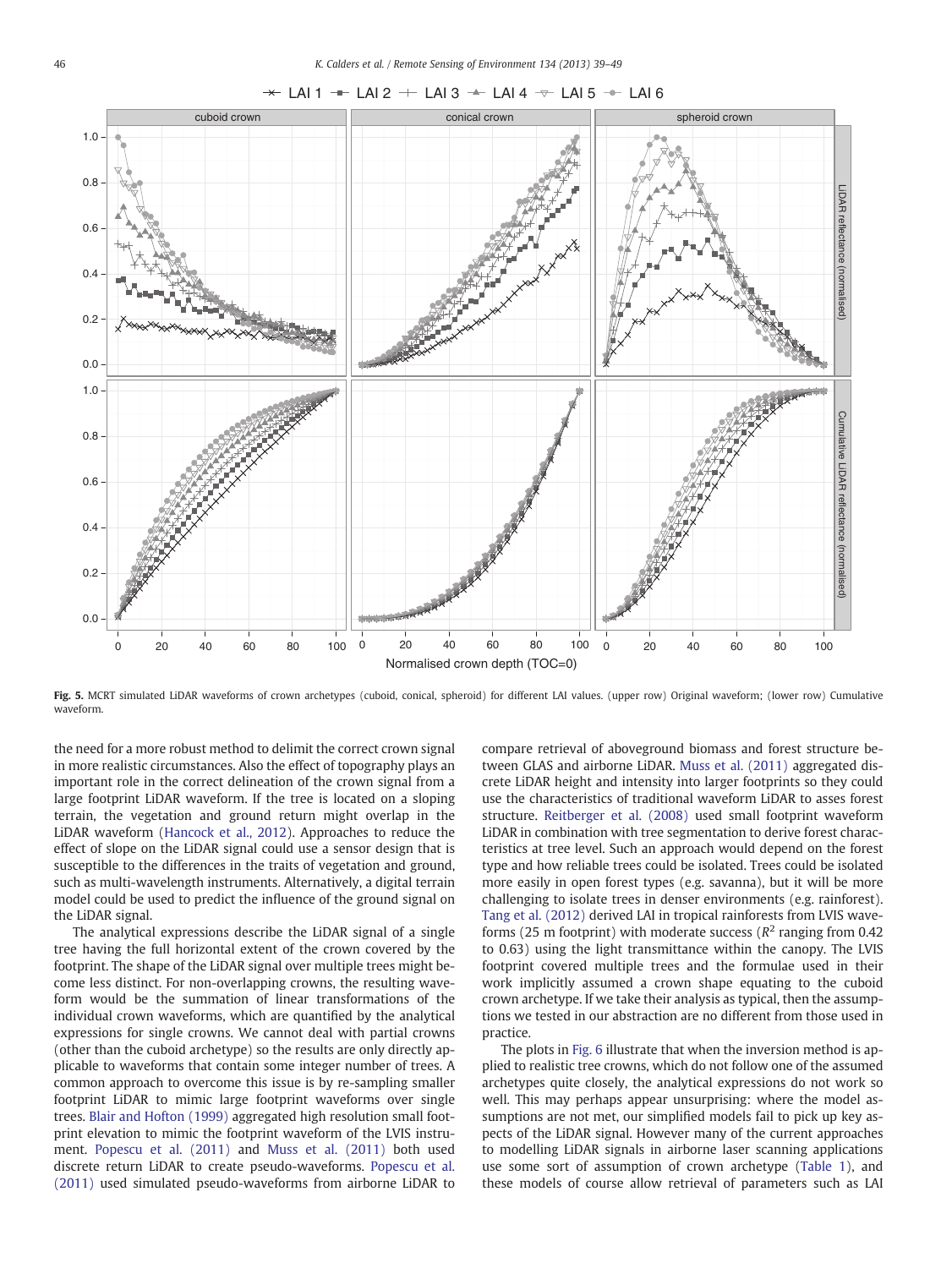Fig. 5. MCRT simulated LiDAR waveforms of crown archetypes (cuboid, conical, spheroid) for different LAI values. (upper row) Original waveform; (lower row) Cumulative waveform.

the need for a more robust method to delimit the correct crown signal in more realistic circumstances. Also the effect of topography plays an important role in the correct delineation of the crown signal from a large footprint LiDAR waveform. If the tree is located on a sloping terrain, the vegetation and ground return might overlap in the LiDAR waveform (Hancock et al., 2012). Approaches to reduce the effect of slope on the LiDAR signal could use a sensor design that is susceptible to the differences in the traits of vegetation and ground, such as multi-wavelength instruments. Alternatively, a digital terrain model could be used to predict the influence of the ground signal on the LiDAR signal.

The analytical expressions describe the LiDAR signal of a single tree having the full horizontal extent of the crown covered by the footprint. The shape of the LiDAR signal over multiple trees might become less distinct. For non-overlapping crowns, the resulting waveform would be the summation of linear transformations of the individual crown waveforms, which are quantified by the analytical expressions for single crowns. We cannot deal with partial crowns (other than the cuboid archetype) so the results are only directly applicable to waveforms that contain some integer number of trees. A common approach to overcome this issue is by re-sampling smaller footprint LiDAR to mimic large footprint waveforms over single trees. Blair and Hofton (1999) aggregated high resolution small footprint elevation to mimic the footprint waveform of the LVIS instrument. Popescu et al. (2011) and Muss et al. (2011) both used discrete return LiDAR to create pseudo-waveforms. Popescu et al. (2011) used simulated pseudo-waveforms from airborne LiDAR to compare retrieval of aboveground biomass and forest structure between GLAS and airborne LiDAR. Muss et al. (2011) aggregated discrete LiDAR height and intensity into larger footprints so they could use the characteristics of traditional waveform LiDAR to asses forest structure. Reitberger et al. (2008) used small footprint waveform LiDAR in combination with tree segmentation to derive forest characteristics at tree level. Such an approach would depend on the forest type and how reliable trees could be isolated. Trees could be isolated more easily in open forest types (e.g. savanna), but it will be more challenging to isolate trees in denser environments (e.g. rainforest). Tang et al. (2012) derived LAI in tropical rainforests from LVIS waveforms (25 m footprint) with moderate success ($R^2$ ranging from 0.42 to 0.63) using the light transmittance within the canopy. The LVIS footprint covered multiple trees and the formulae used in their work implicitly assumed a crown shape equating to the cuboid crown archetype. If we take their analysis as typical, then the assumptions we tested in our abstraction are no different from those used in practice.

The plots in Fig. 6 illustrate that when the inversion method is applied to realistic tree crowns, which do not follow one of the assumed archetypes quite closely, the analytical expressions do not work so well. This may perhaps appear unsurprising: where the model assumptions are not met, our simplified models fail to pick up key aspects of the LiDAR signal. However many of the current approaches to modelling LiDAR signals in airborne laser scanning applications use some sort of assumption of crown archetype (Table 1), and these models of course allow retrieval of parameters such as LAI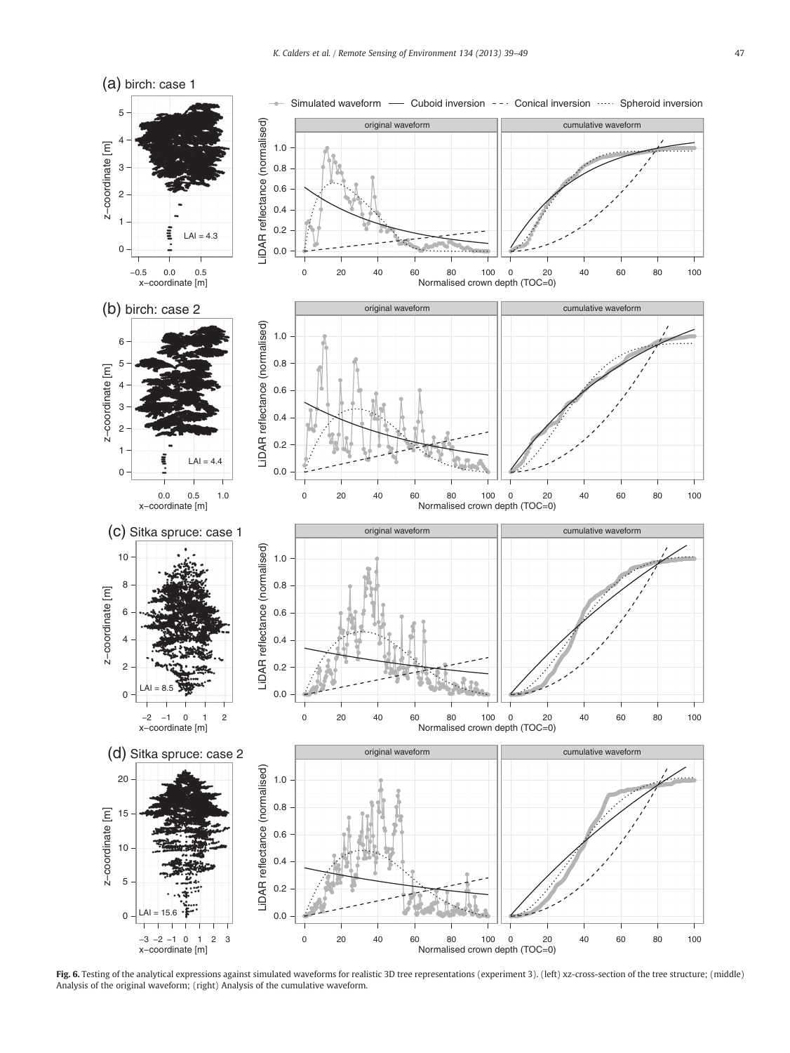**Fig. 6.** Testing of the analytical expressions against simulated waveforms for realistic 3D tree representations (experiment 3). (left) xz-cross-section of the tree structure; (middle) Analysis of the original waveform; (right) Analysis of the cumulative waveform.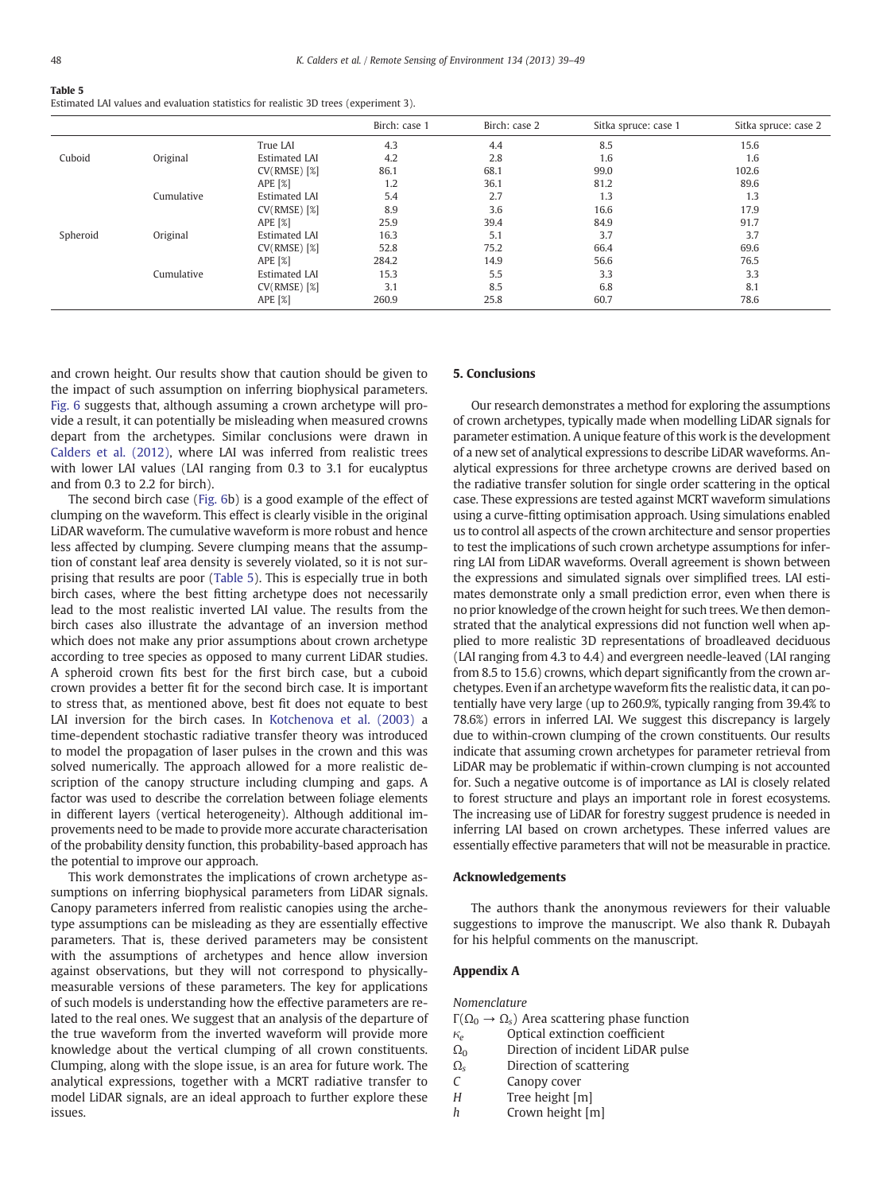**Table 5**
Estimated LAI values and evaluation statistics for realistic 3D trees (experiment 3).

| | | | Birch: case 1 | Birch: case 2 | Sitka spruce: case 1 | Sitka spruce: case 2 |
|---|---|---|---|---|---|---|
| | | True LAI | 4.3 | 4.4 | 8.5 | 15.6 |
| Cuboid | Original | Estimated LAI | 4.2 | 2.8 | 1.6 | 1.6 |
| | | CV(RMSE) [%] | 86.1 | 68.1 | 99.0 | 102.6 |
| | | APE [%] | 1.2 | 36.1 | 81.2 | 89.6 |
| | Cumulative | Estimated LAI | 5.4 | 2.7 | 1.3 | 1.3 |
| | | CV(RMSE) [%] | 8.9 | 3.6 | 16.6 | 17.9 |
| | | APE [%] | 25.9 | 39.4 | 84.9 | 91.7 |
| Spheroid | Original | Estimated LAI | 16.3 | 5.1 | 3.7 | 3.7 |
| | | CV(RMSE) [%] | 52.8 | 75.2 | 66.4 | 69.6 |
| | | APE [%] | 284.2 | 14.9 | 56.6 | 76.5 |
| | Cumulative | Estimated LAI | 15.3 | 5.5 | 3.3 | 3.3 |
| | | CV(RMSE) [%] | 3.1 | 8.5 | 6.8 | 8.1 |
| | | APE [%] | 260.9 | 25.8 | 60.7 | 78.6 |

and crown height. Our results show that caution should be given to the impact of such assumption on inferring biophysical parameters. Fig. 6 suggests that, although assuming a crown archetype will provide a result, it can potentially be misleading when measured crowns depart from the archetypes. Similar conclusions were drawn in Calders et al. (2012), where LAI was inferred from realistic trees with lower LAI values (LAI ranging from 0.3 to 3.1 for eucalyptus and from 0.3 to 2.2 for birch).

The second birch case (Fig. 6b) is a good example of the effect of clumping on the waveform. This effect is clearly visible in the original LiDAR waveform. The cumulative waveform is more robust and hence less affected by clumping. Severe clumping means that the assumption of constant leaf area density is severely violated, so it is not surprising that results are poor (Table 5). This is especially true in both birch cases, where the best fitting archetype does not necessarily lead to the most realistic inverted LAI value. The results from the birch cases also illustrate the advantage of an inversion method which does not make any prior assumptions about crown archetype according to tree species as opposed to many current LiDAR studies. A spheroid crown fits best for the first birch case, but a cuboid crown provides a better fit for the second birch case. It is important to stress that, as mentioned above, best fit does not equate to best LAI inversion for the birch cases. In Kotchenova et al. (2003) a time-dependent stochastic radiative transfer theory was introduced to model the propagation of laser pulses in the crown and this was solved numerically. The approach allowed for a more realistic description of the canopy structure including clumping and gaps. A factor was used to describe the correlation between foliage elements in different layers (vertical heterogeneity). Although additional improvements need to be made to provide more accurate characterisation of the probability density function, this probability-based approach has the potential to improve our approach.

This work demonstrates the implications of crown archetype assumptions on inferring biophysical parameters from LiDAR signals. Canopy parameters inferred from realistic canopies using the archetype assumptions can be misleading as they are essentially effective parameters. That is, these derived parameters may be consistent with the assumptions of archetypes and hence allow inversion against observations, but they will not correspond to physically-measurable versions of these parameters. The key for applications of such models is understanding how the effective parameters are related to the real ones. We suggest that an analysis of the departure of the true waveform from the inverted waveform will provide more knowledge about the vertical clumping of all crown constituents. Clumping, along with the slope issue, is an area for future work. The analytical expressions, together with a MCRT radiative transfer to model LiDAR signals, are an ideal approach to further explore these issues.

## 5. Conclusions

Our research demonstrates a method for exploring the assumptions of crown archetypes, typically made when modelling LiDAR signals for parameter estimation. A unique feature of this work is the development of a new set of analytical expressions to describe LiDAR waveforms. Analytical expressions for three archetype crowns are derived based on the radiative transfer solution for single order scattering in the optical case. These expressions are tested against MCRT waveform simulations using a curve-fitting optimisation approach. Using simulations enabled us to control all aspects of the crown architecture and sensor properties to test the implications of such crown archetype assumptions for inferring LAI from LiDAR waveforms. Overall agreement is shown between the expressions and simulated signals over simplified trees. LAI estimates demonstrate only a small prediction error, even when there is no prior knowledge of the crown height for such trees. We then demonstrated that the analytical expressions did not function well when applied to more realistic 3D representations of broadleaved deciduous (LAI ranging from 4.3 to 4.4) and evergreen needle-leaved (LAI ranging from 8.5 to 15.6) crowns, which depart significantly from the crown archetypes. Even if an archetype waveform fits the realistic data, it can potentially have very large (up to 260.9%, typically ranging from 39.4% to 78.6%) errors in inferred LAI. We suggest this discrepancy is largely due to within-crown clumping of the crown constituents. Our results indicate that assuming crown archetypes for parameter retrieval from LiDAR may be problematic if within-crown clumping is not accounted for. Such a negative outcome is of importance as LAI is closely related to forest structure and plays an important role in forest ecosystems. The increasing use of LiDAR for forestry suggest prudence is needed in inferring LAI based on crown archetypes. These inferred values are essentially effective parameters that will not be measurable in practice.

## Acknowledgements

The authors thank the anonymous reviewers for their valuable suggestions to improve the manuscript. We also thank R. Dubayah for his helpful comments on the manuscript.

## Appendix A

*Nomenclature*

$\Gamma(\Omega_0 \rightarrow \Omega_s)$ Area scattering phase function
$\kappa_e$ Optical extinction coefficient
$\Omega_0$ Direction of incident LiDAR pulse
$\Omega_s$ Direction of scattering
$C$ Canopy cover
$H$ Tree height [m]
$h$ Crown height [m]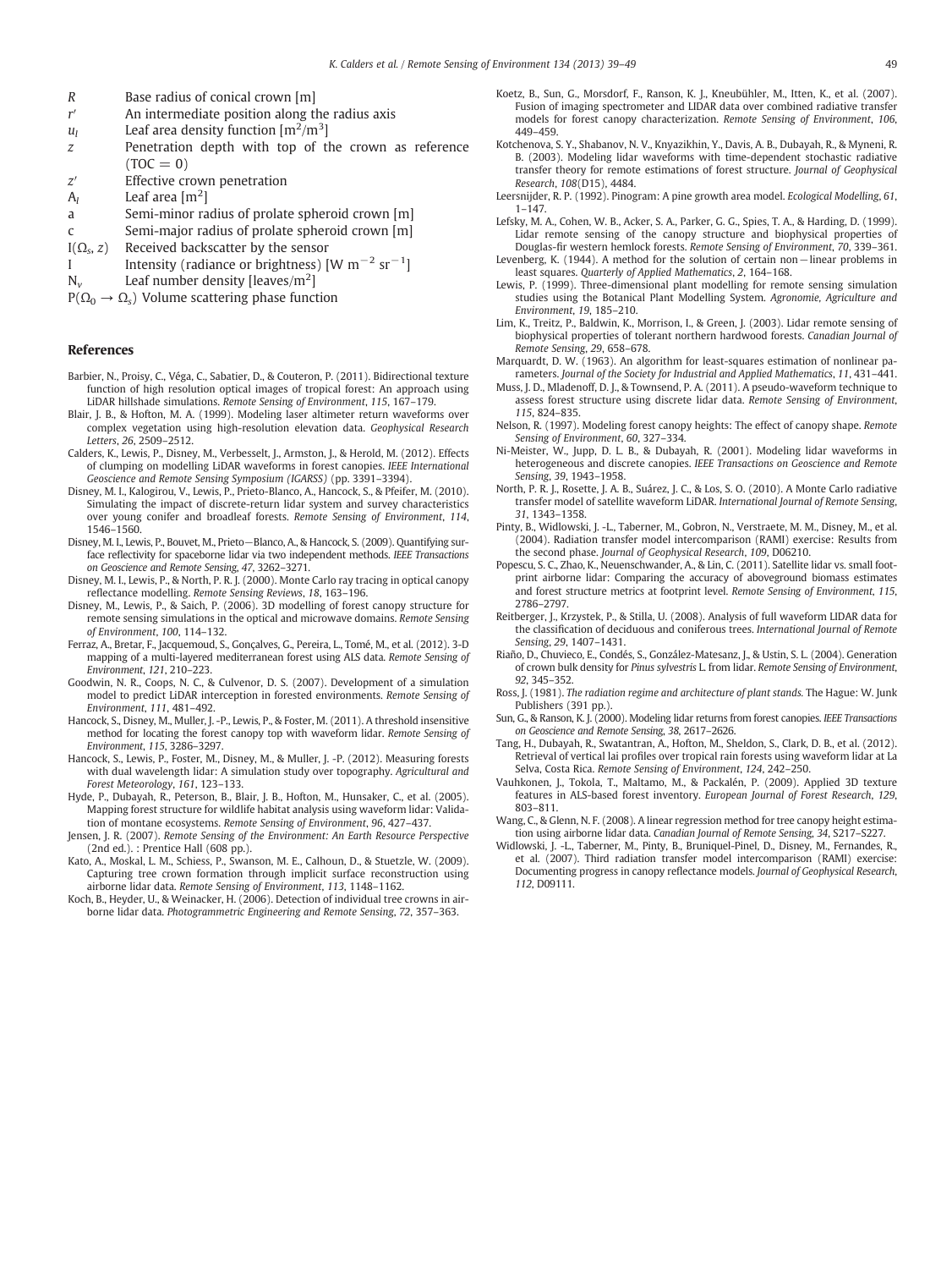| | |
|---|---|
| $R$ | Base radius of conical crown [m] |
| $r'$ | An intermediate position along the radius axis |
| $u_l$ | Leaf area density function [$m^2/m^3$] |
| $z$ | Penetration depth with top of the crown as reference (TOC = 0) |
| $z'$ | Effective crown penetration |
| $A_l$ | Leaf area [$m^2$] |
| a | Semi-minor radius of prolate spheroid crown [m] |
| c | Semi-major radius of prolate spheroid crown [m] |
| $I(\Omega_s, z)$ | Received backscatter by the sensor |
| I | Intensity (radiance or brightness) [$W\ m^{-2}\ sr^{-1}$] |
| $N_v$ | Leaf number density [leaves/$m^2$] |
| $P(\Omega_0 \rightarrow \Omega_s)$ | Volume scattering phase function |

## References

Barbier, N., Proisy, C., Véga, C., Sabatier, D., & Couteron, P. (2011). Bidirectional texture function of high resolution optical images of tropical forest: An approach using LiDAR hillshade simulations. *Remote Sensing of Environment*, *115*, 167–179.

Blair, J. B., & Hofton, M. A. (1999). Modeling laser altimeter return waveforms over complex vegetation using high-resolution elevation data. *Geophysical Research Letters*, *26*, 2509–2512.

Calders, K., Lewis, P., Disney, M., Verbesselt, J., Armston, J., & Herold, M. (2012). Effects of clumping on modelling LiDAR waveforms in forest canopies. *IEEE International Geoscience and Remote Sensing Symposium (IGARSS)* (pp. 3391–3394).

Disney, M. I., Kalogirou, V., Lewis, P., Prieto-Blanco, A., Hancock, S., & Pfeifer, M. (2010). Simulating the impact of discrete-return lidar system and survey characteristics over young conifer and broadleaf forests. *Remote Sensing of Environment*, *114*, 1546–1560.

Disney, M. I., Lewis, P., Bouvet, M., Prieto−Blanco, A., & Hancock, S. (2009). Quantifying surface reflectivity for spaceborne lidar via two independent methods. *IEEE Transactions on Geoscience and Remote Sensing*, *47*, 3262–3271.

Disney, M. I., Lewis, P., & North, P. R. J. (2000). Monte Carlo ray tracing in optical canopy reflectance modelling. *Remote Sensing Reviews*, *18*, 163–196.

Disney, M., Lewis, P., & Saich, P. (2006). 3D modelling of forest canopy structure for remote sensing simulations in the optical and microwave domains. *Remote Sensing of Environment*, *100*, 114–132.

Ferraz, A., Bretar, F., Jacquemoud, S., Gonçalves, G., Pereira, L., Tomé, M., et al. (2012). 3-D mapping of a multi-layered mediterranean forest using ALS data. *Remote Sensing of Environment*, *121*, 210–223.

Goodwin, N. R., Coops, N. C., & Culvenor, D. S. (2007). Development of a simulation model to predict LiDAR interception in forested environments. *Remote Sensing of Environment*, *111*, 481–492.

Hancock, S., Disney, M., Muller, J. -P., Lewis, P., & Foster, M. (2011). A threshold insensitive method for locating the forest canopy top with waveform lidar. *Remote Sensing of Environment*, *115*, 3286–3297.

Hancock, S., Lewis, P., Foster, M., Disney, M., & Muller, J. -P. (2012). Measuring forests with dual wavelength lidar: A simulation study over topography. *Agricultural and Forest Meteorology*, *161*, 123–133.

Hyde, P., Dubayah, R., Peterson, B., Blair, J. B., Hofton, M., Hunsaker, C., et al. (2005). Mapping forest structure for wildlife habitat analysis using waveform lidar: Validation of montane ecosystems. *Remote Sensing of Environment*, *96*, 427–437.

Jensen, J. R. (2007). *Remote Sensing of the Environment: An Earth Resource Perspective* (2nd ed.). : Prentice Hall (608 pp.).

Kato, A., Moskal, L. M., Schiess, P., Swanson, M. E., Calhoun, D., & Stuetzle, W. (2009). Capturing tree crown formation through implicit surface reconstruction using airborne lidar data. *Remote Sensing of Environment*, *113*, 1148–1162.

Koch, B., Heyder, U., & Weinacker, H. (2006). Detection of individual tree crowns in airborne lidar data. *Photogrammetric Engineering and Remote Sensing*, *72*, 357–363.

Koetz, B., Sun, G., Morsdorf, F., Ranson, K. J., Kneubühler, M., Itten, K., et al. (2007). Fusion of imaging spectrometer and LIDAR data over combined radiative transfer models for forest canopy characterization. *Remote Sensing of Environment*, *106*, 449–459.

Kotchenova, S. Y., Shabanov, N. V., Knyazikhin, Y., Davis, A. B., Dubayah, R., & Myneni, R. B. (2003). Modeling lidar waveforms with time-dependent stochastic radiative transfer theory for remote estimations of forest structure. *Journal of Geophysical Research*, *108*(D15), 4484.

Leersnijder, R. P. (1992). Pinogram: A pine growth area model. *Ecological Modelling*, *61*, 1–147.

Lefsky, M. A., Cohen, W. B., Acker, S. A., Parker, G. G., Spies, T. A., & Harding, D. (1999). Lidar remote sensing of the canopy structure and biophysical properties of Douglas-fir western hemlock forests. *Remote Sensing of Environment*, *70*, 339–361.

Levenberg, K. (1944). A method for the solution of certain non−linear problems in least squares. *Quarterly of Applied Mathematics*, *2*, 164–168.

Lewis, P. (1999). Three-dimensional plant modelling for remote sensing simulation studies using the Botanical Plant Modelling System. *Agronomie, Agriculture and Environment*, *19*, 185–210.

Lim, K., Treitz, P., Baldwin, K., Morrison, I., & Green, J. (2003). Lidar remote sensing of biophysical properties of tolerant northern hardwood forests. *Canadian Journal of Remote Sensing*, *29*, 658–678.

Marquardt, D. W. (1963). An algorithm for least-squares estimation of nonlinear parameters. *Journal of the Society for Industrial and Applied Mathematics*, *11*, 431–441.

Muss, J. D., Mladenoff, D. J., & Townsend, P. A. (2011). A pseudo-waveform technique to assess forest structure using discrete lidar data. *Remote Sensing of Environment*, *115*, 824–835.

Nelson, R. (1997). Modeling forest canopy heights: The effect of canopy shape. *Remote Sensing of Environment*, *60*, 327–334.

Ni-Meister, W., Jupp, D. L. B., & Dubayah, R. (2001). Modeling lidar waveforms in heterogeneous and discrete canopies. *IEEE Transactions on Geoscience and Remote Sensing*, *39*, 1943–1958.

North, P. R. J., Rosette, J. A. B., Suárez, J. C., & Los, S. O. (2010). A Monte Carlo radiative transfer model of satellite waveform LiDAR. *International Journal of Remote Sensing*, *31*, 1343–1358.

Pinty, B., Widlowski, J. -L., Taberner, M., Gobron, N., Verstraete, M. M., Disney, M., et al. (2004). Radiation transfer model intercomparison (RAMI) exercise: Results from the second phase. *Journal of Geophysical Research*, *109*, D06210.

Popescu, S. C., Zhao, K., Neuenschwander, A., & Lin, C. (2011). Satellite lidar vs. small footprint airborne lidar: Comparing the accuracy of aboveground biomass estimates and forest structure metrics at footprint level. *Remote Sensing of Environment*, *115*, 2786–2797.

Reitberger, J., Krzystek, P., & Stilla, U. (2008). Analysis of full waveform LIDAR data for the classification of deciduous and coniferous trees. *International Journal of Remote Sensing*, *29*, 1407–1431.

Riaño, D., Chuvieco, E., Condés, S., González-Matesanz, J., & Ustin, S. L. (2004). Generation of crown bulk density for *Pinus sylvestris* L. from lidar. *Remote Sensing of Environment*, *92*, 345–352.

Ross, J. (1981). *The radiation regime and architecture of plant stands*. The Hague: W. Junk Publishers (391 pp.).

Sun, G., & Ranson, K. J. (2000). Modeling lidar returns from forest canopies. *IEEE Transactions on Geoscience and Remote Sensing*, *38*, 2617–2626.

Tang, H., Dubayah, R., Swatantran, A., Hofton, M., Sheldon, S., Clark, D. B., et al. (2012). Retrieval of vertical lai profiles over tropical rain forests using waveform lidar at La Selva, Costa Rica. *Remote Sensing of Environment*, *124*, 242–250.

Vauhkonen, J., Tokola, T., Maltamo, M., & Packalén, P. (2009). Applied 3D texture features in ALS-based forest inventory. *European Journal of Forest Research*, *129*, 803–811.

Wang, C., & Glenn, N. F. (2008). A linear regression method for tree canopy height estimation using airborne lidar data. *Canadian Journal of Remote Sensing*, *34*, S217–S227.

Widlowski, J. -L., Taberner, M., Pinty, B., Bruniquel-Pinel, D., Disney, M., Fernandes, R., et al. (2007). Third radiation transfer model intercomparison (RAMI) exercise: Documenting progress in canopy reflectance models. *Journal of Geophysical Research*, *112*, D09111.